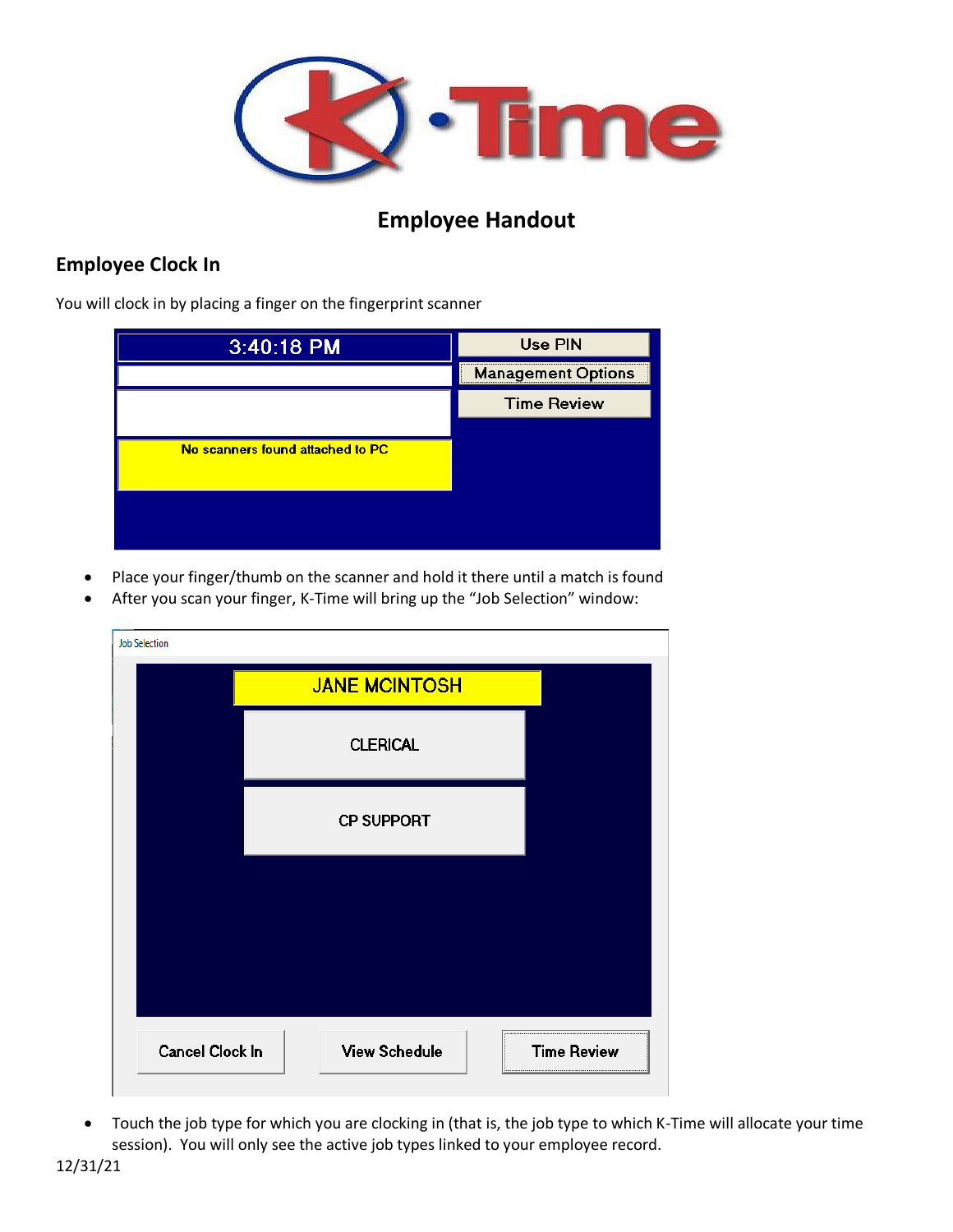# Employee Handout

## Employee Clock In

You will clock in by placing a finger on the fingerprint scanner

- Place your finger/thumb on the scanner and hold it there until a match is found
- After you scan your finger, K-Time will bring up the "Job Selection" window:

- Touch the job type for which you are clocking in (that is, the job type to which K-Time will allocate your time session). You will only see the active job types linked to your employee record.

12/31/21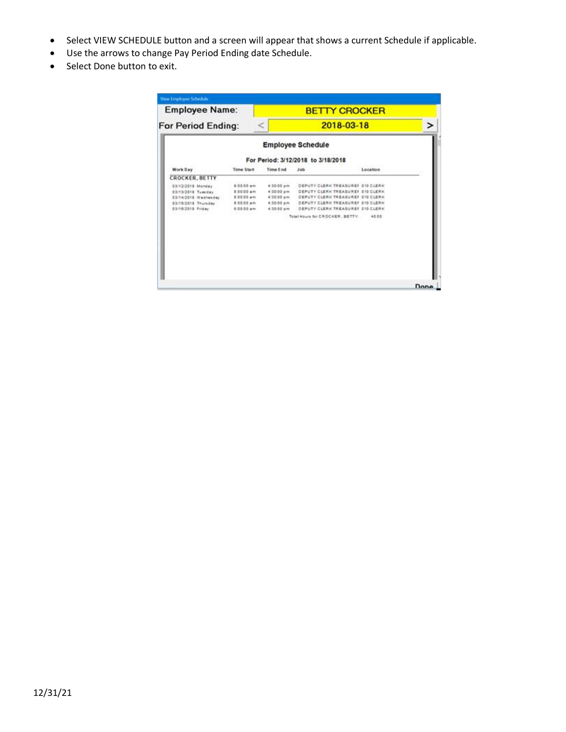- Select VIEW SCHEDULE button and a screen will appear that shows a current Schedule if applicable.
- Use the arrows to change Pay Period Ending date Schedule.
- Select Done button to exit.

View Employee Schedule

Employee Name: BETTY CROCKER

For Period Ending: < 2018-03-18 >

**Employee Schedule**

For Period: 3/12/2018 to 3/18/2018

| Work Day | Time Start | Time End | Job | Location |
|---|---|---|---|---|
| CROCKER, BETTY | | | | |
| 03/12/2018 Monday | 8:00:00 am | 4:30:00 pm | DEPUTY CLERK TREASURER | 010 CLERK |
| 03/13/2018 Tuesday | 8:00:00 am | 4:30:00 pm | DEPUTY CLERK TREASURER | 010 CLERK |
| 03/14/2018 Wednesday | 8:00:00 am | 4:30:00 pm | DEPUTY CLERK TREASURER | 010 CLERK |
| 03/15/2018 Thursday | 8:00:00 am | 4:30:00 pm | DEPUTY CLERK TREASURER | 010 CLERK |
| 03/16/2018 Friday | 8:00:00 am | 4:30:00 pm | DEPUTY CLERK TREASURER | 010 CLERK |
| | | | Total Hours for CROCKER, BETTY: | 40.00 |

Done

12/31/21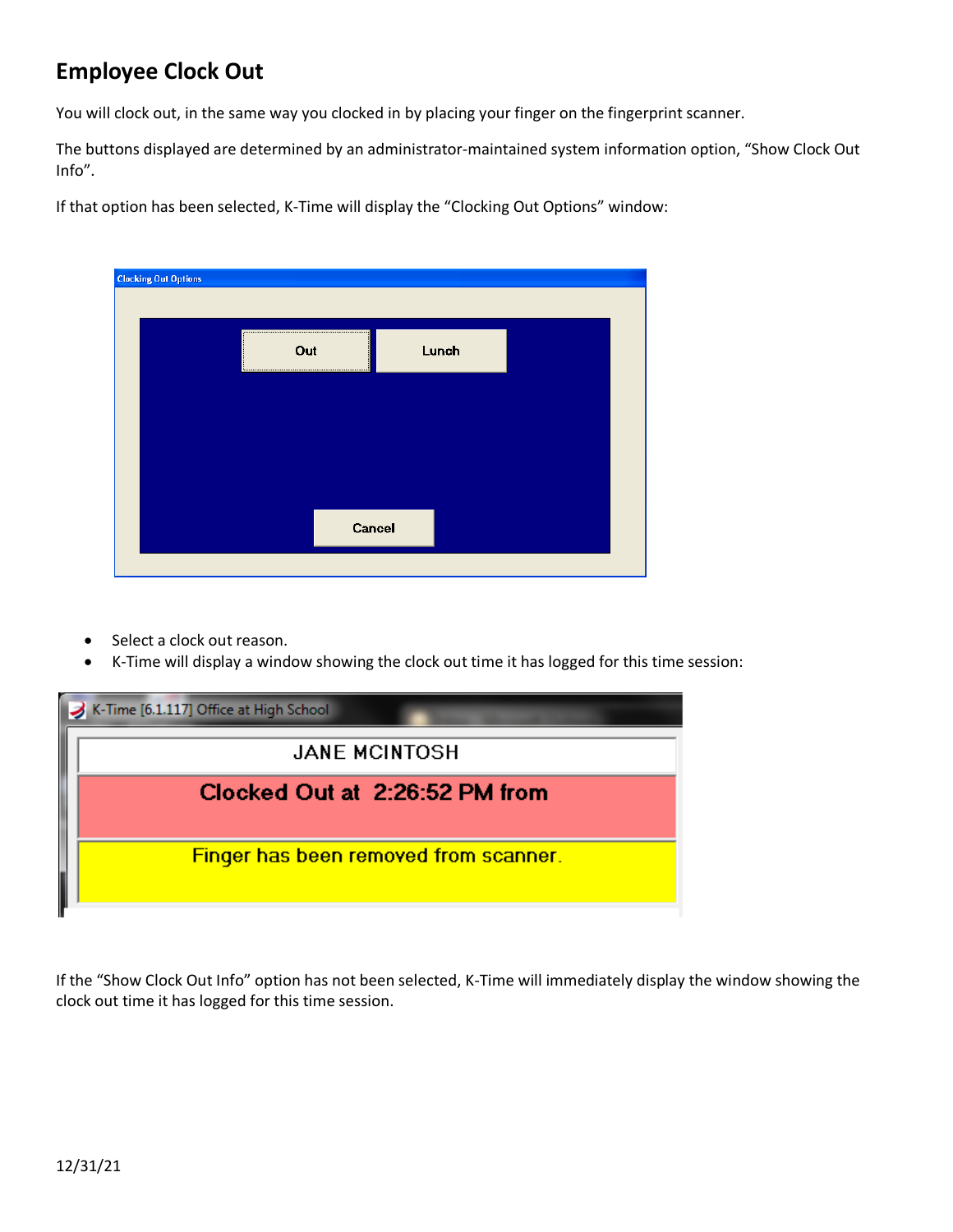## Employee Clock Out

You will clock out, in the same way you clocked in by placing your finger on the fingerprint scanner.

The buttons displayed are determined by an administrator-maintained system information option, “Show Clock Out Info”.

If that option has been selected, K-Time will display the “Clocking Out Options” window:

- Select a clock out reason.
- K-Time will display a window showing the clock out time it has logged for this time session:

If the “Show Clock Out Info” option has not been selected, K-Time will immediately display the window showing the clock out time it has logged for this time session.

12/31/21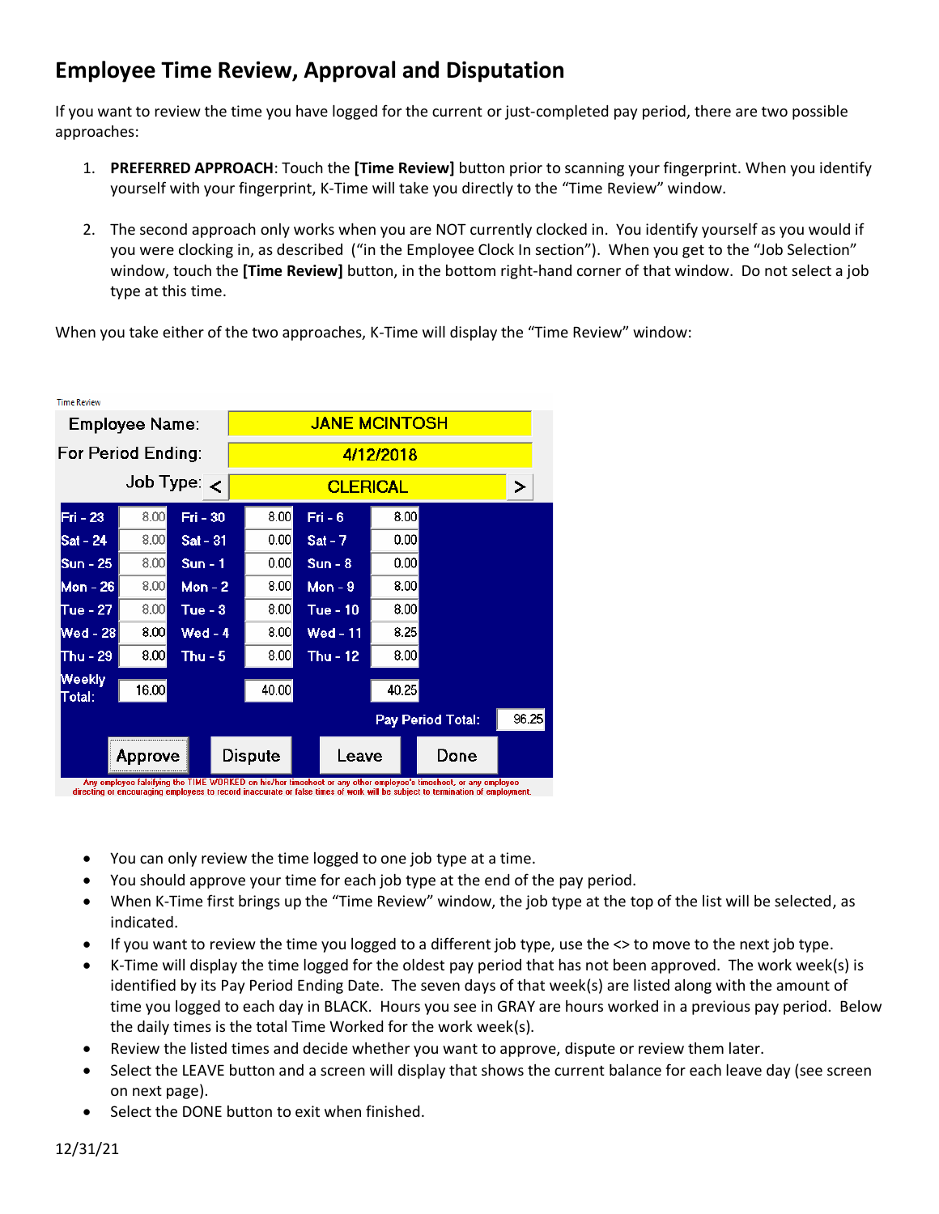## Employee Time Review, Approval and Disputation

If you want to review the time you have logged for the current or just-completed pay period, there are two possible approaches:

1. **PREFERRED APPROACH**: Touch the **[Time Review]** button prior to scanning your fingerprint. When you identify yourself with your fingerprint, K-Time will take you directly to the "Time Review" window.

2. The second approach only works when you are NOT currently clocked in. You identify yourself as you would if you were clocking in, as described ("in the Employee Clock In section"). When you get to the "Job Selection" window, touch the **[Time Review]** button, in the bottom right-hand corner of that window. Do not select a job type at this time.

When you take either of the two approaches, K-Time will display the "Time Review" window:

Time Review

Employee Name: JANE MCINTOSH

For Period Ending: 4/12/2018

Job Type: < CLERICAL >

| Day | Hours | Day | Hours | Day | Hours |
|---|---|---|---|---|---|
| Fri - 23 | 8.00 | Fri - 30 | 8.00 | Fri - 6 | 8.00 |
| Sat - 24 | 8.00 | Sat - 31 | 0.00 | Sat - 7 | 0.00 |
| Sun - 25 | 8.00 | Sun - 1 | 0.00 | Sun - 8 | 0.00 |
| Mon - 26 | 8.00 | Mon - 2 | 8.00 | Mon - 9 | 8.00 |
| Tue - 27 | 8.00 | Tue - 3 | 8.00 | Tue - 10 | 8.00 |
| Wed - 28 | 8.00 | Wed - 4 | 8.00 | Wed - 11 | 8.25 |
| Thu - 29 | 8.00 | Thu - 5 | 8.00 | Thu - 12 | 8.00 |
| Weekly Total: | 16.00 | | 40.00 | | 40.25 |

Pay Period Total: 96.25

[Approve] [Dispute] [Leave] [Done]

Any employee falsifying the TIME WORKED on his/her timesheet or any other employee's timesheet, or any employee directing or encouraging employees to record inaccurate or false times of work will be subject to termination of employment.

- You can only review the time logged to one job type at a time.
- You should approve your time for each job type at the end of the pay period.
- When K-Time first brings up the "Time Review" window, the job type at the top of the list will be selected, as indicated.
- If you want to review the time you logged to a different job type, use the <> to move to the next job type.
- K-Time will display the time logged for the oldest pay period that has not been approved. The work week(s) is identified by its Pay Period Ending Date. The seven days of that week(s) are listed along with the amount of time you logged to each day in BLACK. Hours you see in GRAY are hours worked in a previous pay period. Below the daily times is the total Time Worked for the work week(s).
- Review the listed times and decide whether you want to approve, dispute or review them later.
- Select the LEAVE button and a screen will display that shows the current balance for each leave day (see screen on next page).
- Select the DONE button to exit when finished.

12/31/21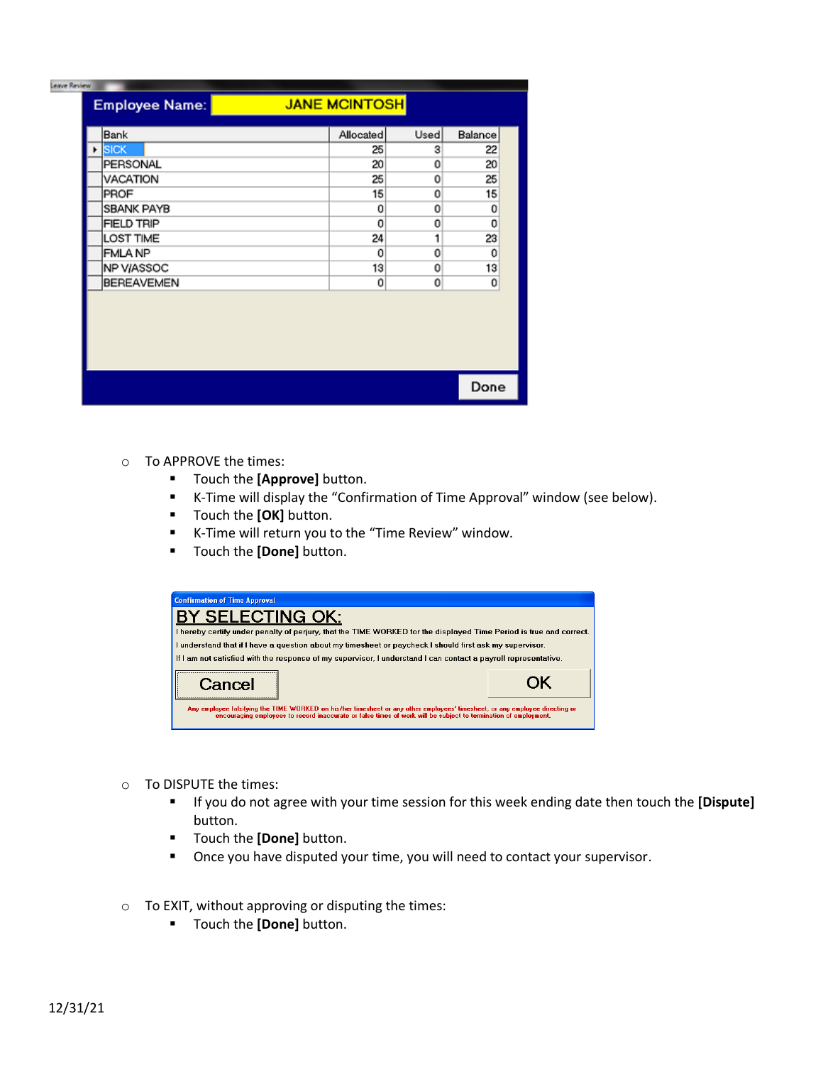Leave Review

**Employee Name:** JANE MCINTOSH

| Bank | Allocated | Used | Balance |
|---|---|---|---|
| SICK | 25 | 3 | 22 |
| PERSONAL | 20 | 0 | 20 |
| VACATION | 25 | 0 | 25 |
| PROF | 15 | 0 | 15 |
| SBANK PAYB | 0 | 0 | 0 |
| FIELD TRIP | 0 | 0 | 0 |
| LOST TIME | 24 | 1 | 23 |
| FMLA NP | 0 | 0 | 0 |
| NP V/ASSOC | 13 | 0 | 13 |
| BEREAVEMEN | 0 | 0 | 0 |

Done

- To APPROVE the times:
  - Touch the **[Approve]** button.
  - K-Time will display the "Confirmation of Time Approval" window (see below).
  - Touch the **[OK]** button.
  - K-Time will return you to the "Time Review" window.
  - Touch the **[Done]** button.

Confirmation of Time Approval

BY SELECTING OK:

I hereby certify under penalty of perjury, that the TIME WORKED for the displayed Time Period is true and correct.

I understand that if I have a question about my timesheet or paycheck I should first ask my supervisor.

If I am not satisfied with the response of my supervisor, I understand I can contact a payroll representative.

Cancel OK

Any employee falsifying the TIME WORKED on his/her timesheet or any other employees' timesheet, or any employee directing or encouraging employees to record inaccurate or false times of work will be subject to termination of employment.

- To DISPUTE the times:
  - If you do not agree with your time session for this week ending date then touch the **[Dispute]** button.
  - Touch the **[Done]** button.
  - Once you have disputed your time, you will need to contact your supervisor.

- To EXIT, without approving or disputing the times:
  - Touch the **[Done]** button.

12/31/21